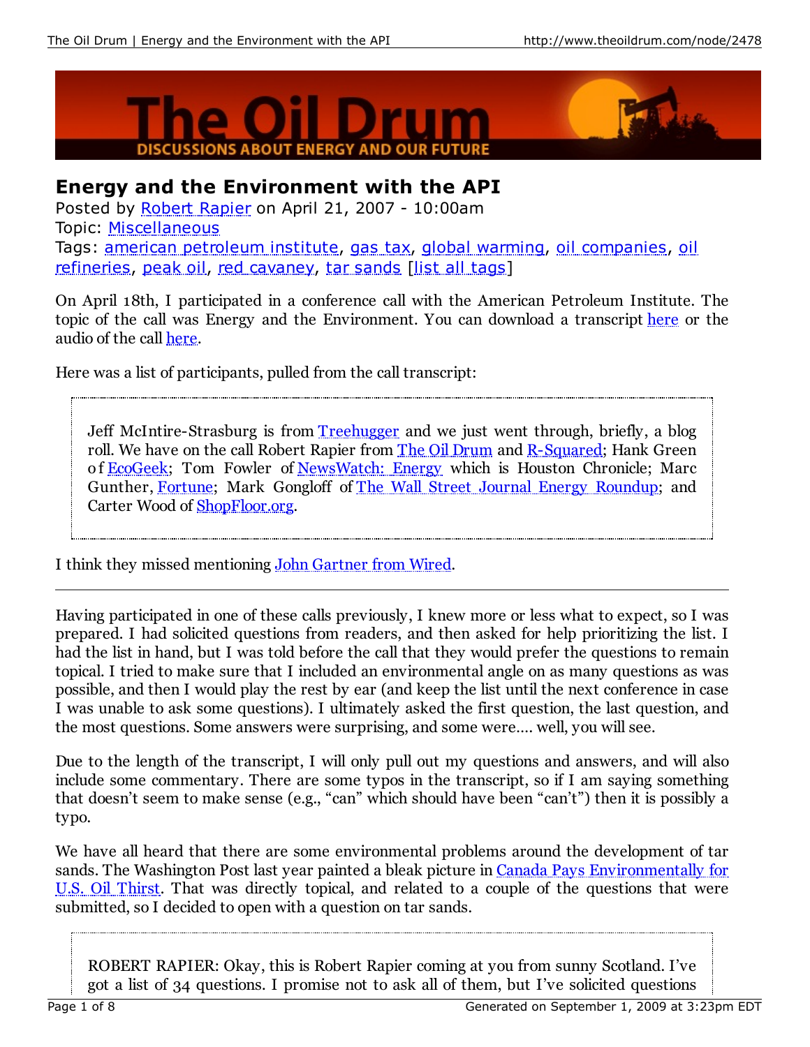# Energy and the Environment with the API

Posted by Robert Rapier on April 21, 2007 - 10:00am

Topic: Miscellaneous

Tags: american petroleum institute, gas tax, global warming, oil companies, oil refineries, peak oil, red cavaney, tar sands [list all tags]

On April 18th, I participated in a conference call with the American Petroleum Institute. The topic of the call was Energy and the Environment. You can download a transcript here or the audio of the call here.

Here was a list of participants, pulled from the call transcript:

> Jeff McIntire-Strasburg is from Treehugger and we just went through, briefly, a blog roll. We have on the call Robert Rapier from The Oil Drum and R-Squared; Hank Green of EcoGeek; Tom Fowler of NewsWatch: Energy which is Houston Chronicle; Marc Gunther, Fortune; Mark Gongloff of The Wall Street Journal Energy Roundup; and Carter Wood of ShopFloor.org.

I think they missed mentioning John Gartner from Wired.

---

Having participated in one of these calls previously, I knew more or less what to expect, so I was prepared. I had solicited questions from readers, and then asked for help prioritizing the list. I had the list in hand, but I was told before the call that they would prefer the questions to remain topical. I tried to make sure that I included an environmental angle on as many questions as was possible, and then I would play the rest by ear (and keep the list until the next conference in case I was unable to ask some questions). I ultimately asked the first question, the last question, and the most questions. Some answers were surprising, and some were.... well, you will see.

Due to the length of the transcript, I will only pull out my questions and answers, and will also include some commentary. There are some typos in the transcript, so if I am saying something that doesn't seem to make sense (e.g., "can" which should have been "can't") then it is possibly a typo.

We have all heard that there are some environmental problems around the development of tar sands. The Washington Post last year painted a bleak picture in Canada Pays Environmentally for U.S. Oil Thirst. That was directly topical, and related to a couple of the questions that were submitted, so I decided to open with a question on tar sands.

> ROBERT RAPIER: Okay, this is Robert Rapier coming at you from sunny Scotland. I've got a list of 34 questions. I promise not to ask all of them, but I've solicited questions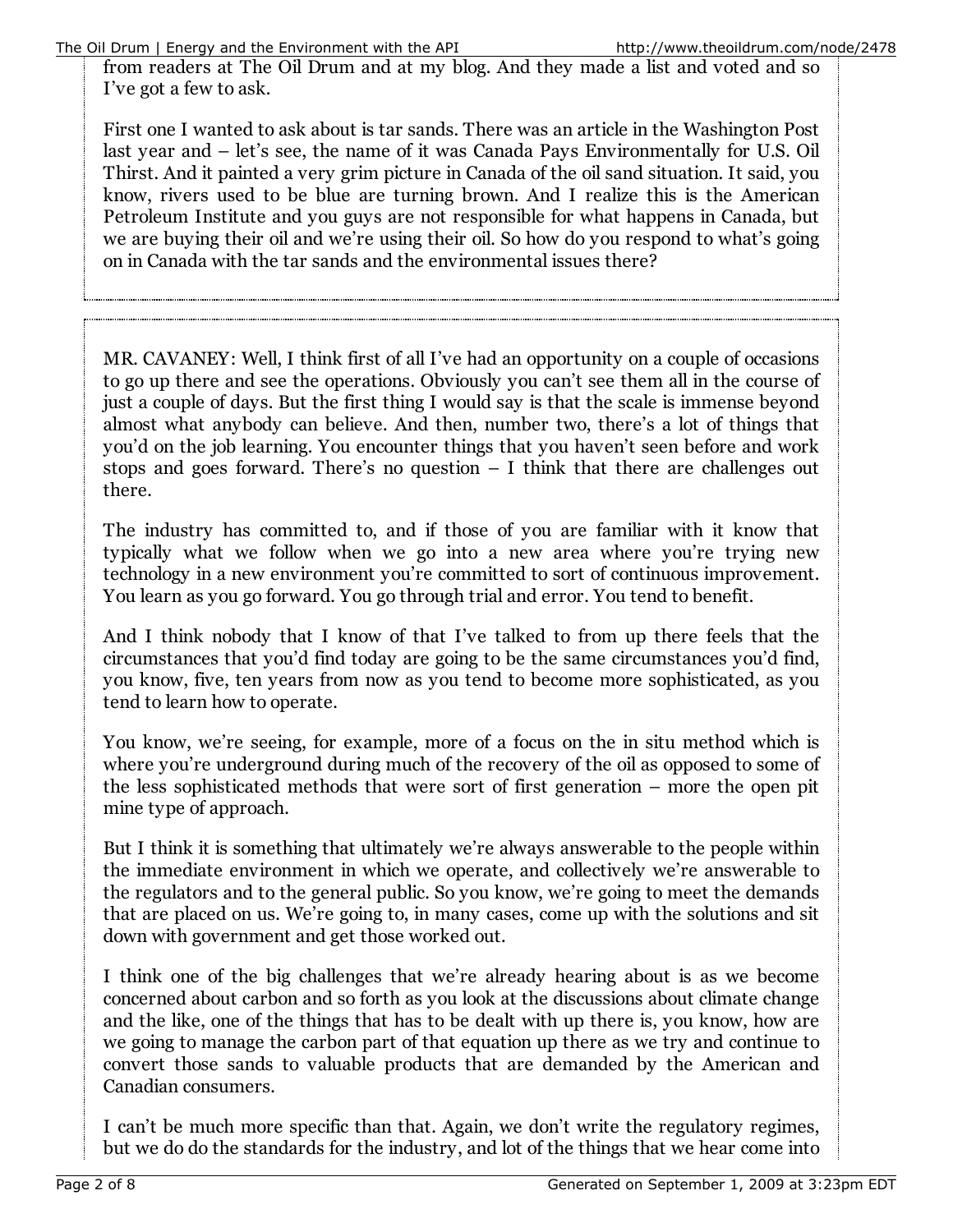from readers at The Oil Drum and at my blog. And they made a list and voted and so I've got a few to ask.

First one I wanted to ask about is tar sands. There was an article in the Washington Post last year and – let's see, the name of it was Canada Pays Environmentally for U.S. Oil Thirst. And it painted a very grim picture in Canada of the oil sand situation. It said, you know, rivers used to be blue are turning brown. And I realize this is the American Petroleum Institute and you guys are not responsible for what happens in Canada, but we are buying their oil and we're using their oil. So how do you respond to what's going on in Canada with the tar sands and the environmental issues there?

MR. CAVANEY: Well, I think first of all I've had an opportunity on a couple of occasions to go up there and see the operations. Obviously you can't see them all in the course of just a couple of days. But the first thing I would say is that the scale is immense beyond almost what anybody can believe. And then, number two, there's a lot of things that you'd on the job learning. You encounter things that you haven't seen before and work stops and goes forward. There's no question – I think that there are challenges out there.

The industry has committed to, and if those of you are familiar with it know that typically what we follow when we go into a new area where you're trying new technology in a new environment you're committed to sort of continuous improvement. You learn as you go forward. You go through trial and error. You tend to benefit.

And I think nobody that I know of that I've talked to from up there feels that the circumstances that you'd find today are going to be the same circumstances you'd find, you know, five, ten years from now as you tend to become more sophisticated, as you tend to learn how to operate.

You know, we're seeing, for example, more of a focus on the in situ method which is where you're underground during much of the recovery of the oil as opposed to some of the less sophisticated methods that were sort of first generation – more the open pit mine type of approach.

But I think it is something that ultimately we're always answerable to the people within the immediate environment in which we operate, and collectively we're answerable to the regulators and to the general public. So you know, we're going to meet the demands that are placed on us. We're going to, in many cases, come up with the solutions and sit down with government and get those worked out.

I think one of the big challenges that we're already hearing about is as we become concerned about carbon and so forth as you look at the discussions about climate change and the like, one of the things that has to be dealt with up there is, you know, how are we going to manage the carbon part of that equation up there as we try and continue to convert those sands to valuable products that are demanded by the American and Canadian consumers.

I can't be much more specific than that. Again, we don't write the regulatory regimes, but we do do the standards for the industry, and lot of the things that we hear come into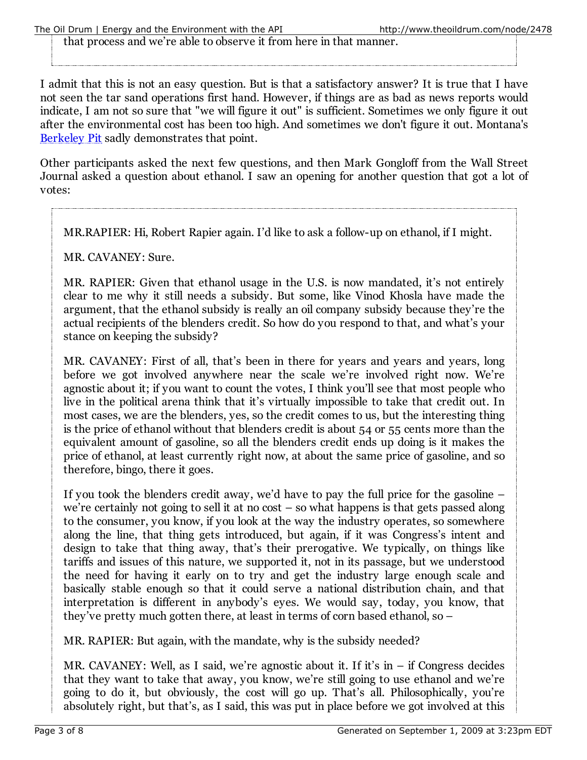that process and we're able to observe it from here in that manner.

I admit that this is not an easy question. But is that a satisfactory answer? It is true that I have not seen the tar sand operations first hand. However, if things are as bad as news reports would indicate, I am not so sure that "we will figure it out" is sufficient. Sometimes we only figure it out after the environmental cost has been too high. And sometimes we don't figure it out. Montana's [Berkeley Pit](Berkeley Pit) sadly demonstrates that point.

Other participants asked the next few questions, and then Mark Gongloff from the Wall Street Journal asked a question about ethanol. I saw an opening for another question that got a lot of votes:

> MR.RAPIER: Hi, Robert Rapier again. I'd like to ask a follow-up on ethanol, if I might.
>
> MR. CAVANEY: Sure.
>
> MR. RAPIER: Given that ethanol usage in the U.S. is now mandated, it's not entirely clear to me why it still needs a subsidy. But some, like Vinod Khosla have made the argument, that the ethanol subsidy is really an oil company subsidy because they're the actual recipients of the blenders credit. So how do you respond to that, and what's your stance on keeping the subsidy?
>
> MR. CAVANEY: First of all, that's been in there for years and years and years, long before we got involved anywhere near the scale we're involved right now. We're agnostic about it; if you want to count the votes, I think you'll see that most people who live in the political arena think that it's virtually impossible to take that credit out. In most cases, we are the blenders, yes, so the credit comes to us, but the interesting thing is the price of ethanol without that blenders credit is about 54 or 55 cents more than the equivalent amount of gasoline, so all the blenders credit ends up doing is it makes the price of ethanol, at least currently right now, at about the same price of gasoline, and so therefore, bingo, there it goes.
>
> If you took the blenders credit away, we'd have to pay the full price for the gasoline – we're certainly not going to sell it at no cost – so what happens is that gets passed along to the consumer, you know, if you look at the way the industry operates, so somewhere along the line, that thing gets introduced, but again, if it was Congress's intent and design to take that thing away, that's their prerogative. We typically, on things like tariffs and issues of this nature, we supported it, not in its passage, but we understood the need for having it early on to try and get the industry large enough scale and basically stable enough so that it could serve a national distribution chain, and that interpretation is different in anybody's eyes. We would say, today, you know, that they've pretty much gotten there, at least in terms of corn based ethanol, so –
>
> MR. RAPIER: But again, with the mandate, why is the subsidy needed?
>
> MR. CAVANEY: Well, as I said, we're agnostic about it. If it's in – if Congress decides that they want to take that away, you know, we're still going to use ethanol and we're going to do it, but obviously, the cost will go up. That's all. Philosophically, you're absolutely right, but that's, as I said, this was put in place before we got involved at this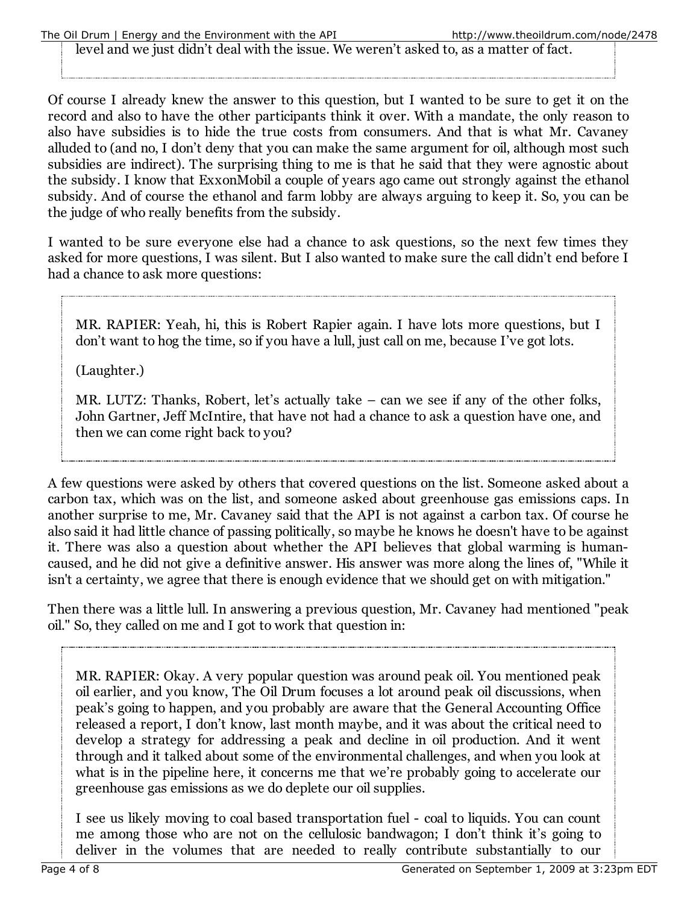> level and we just didn't deal with the issue. We weren't asked to, as a matter of fact.

Of course I already knew the answer to this question, but I wanted to be sure to get it on the record and also to have the other participants think it over. With a mandate, the only reason to also have subsidies is to hide the true costs from consumers. And that is what Mr. Cavaney alluded to (and no, I don't deny that you can make the same argument for oil, although most such subsidies are indirect). The surprising thing to me is that he said that they were agnostic about the subsidy. I know that ExxonMobil a couple of years ago came out strongly against the ethanol subsidy. And of course the ethanol and farm lobby are always arguing to keep it. So, you can be the judge of who really benefits from the subsidy.

I wanted to be sure everyone else had a chance to ask questions, so the next few times they asked for more questions, I was silent. But I also wanted to make sure the call didn't end before I had a chance to ask more questions:

> MR. RAPIER: Yeah, hi, this is Robert Rapier again. I have lots more questions, but I don't want to hog the time, so if you have a lull, just call on me, because I've got lots.
>
> (Laughter.)
>
> MR. LUTZ: Thanks, Robert, let's actually take – can we see if any of the other folks, John Gartner, Jeff McIntire, that have not had a chance to ask a question have one, and then we can come right back to you?

A few questions were asked by others that covered questions on the list. Someone asked about a carbon tax, which was on the list, and someone asked about greenhouse gas emissions caps. In another surprise to me, Mr. Cavaney said that the API is not against a carbon tax. Of course he also said it had little chance of passing politically, so maybe he knows he doesn't have to be against it. There was also a question about whether the API believes that global warming is human-caused, and he did not give a definitive answer. His answer was more along the lines of, "While it isn't a certainty, we agree that there is enough evidence that we should get on with mitigation."

Then there was a little lull. In answering a previous question, Mr. Cavaney had mentioned "peak oil." So, they called on me and I got to work that question in:

> MR. RAPIER: Okay. A very popular question was around peak oil. You mentioned peak oil earlier, and you know, The Oil Drum focuses a lot around peak oil discussions, when peak's going to happen, and you probably are aware that the General Accounting Office released a report, I don't know, last month maybe, and it was about the critical need to develop a strategy for addressing a peak and decline in oil production. And it went through and it talked about some of the environmental challenges, and when you look at what is in the pipeline here, it concerns me that we're probably going to accelerate our greenhouse gas emissions as we do deplete our oil supplies.
>
> I see us likely moving to coal based transportation fuel - coal to liquids. You can count me among those who are not on the cellulosic bandwagon; I don't think it's going to deliver in the volumes that are needed to really contribute substantially to our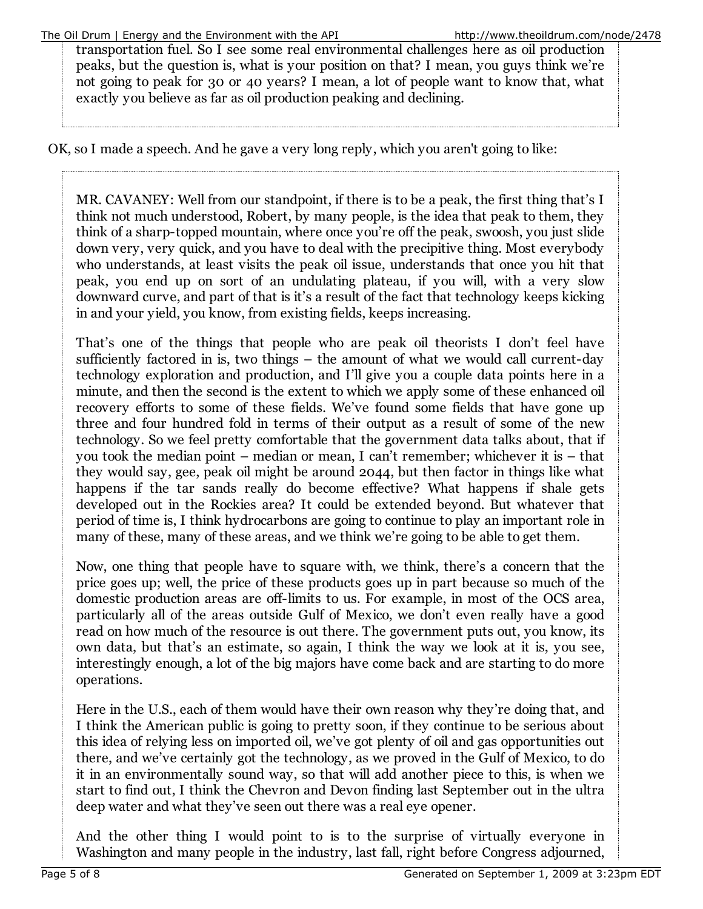> transportation fuel. So I see some real environmental challenges here as oil production peaks, but the question is, what is your position on that? I mean, you guys think we're not going to peak for 30 or 40 years? I mean, a lot of people want to know that, what exactly you believe as far as oil production peaking and declining.

OK, so I made a speech. And he gave a very long reply, which you aren't going to like:

> MR. CAVANEY: Well from our standpoint, if there is to be a peak, the first thing that's I think not much understood, Robert, by many people, is the idea that peak to them, they think of a sharp-topped mountain, where once you're off the peak, swoosh, you just slide down very, very quick, and you have to deal with the precipitive thing. Most everybody who understands, at least visits the peak oil issue, understands that once you hit that peak, you end up on sort of an undulating plateau, if you will, with a very slow downward curve, and part of that is it's a result of the fact that technology keeps kicking in and your yield, you know, from existing fields, keeps increasing.
>
> That's one of the things that people who are peak oil theorists I don't feel have sufficiently factored in is, two things – the amount of what we would call current-day technology exploration and production, and I'll give you a couple data points here in a minute, and then the second is the extent to which we apply some of these enhanced oil recovery efforts to some of these fields. We've found some fields that have gone up three and four hundred fold in terms of their output as a result of some of the new technology. So we feel pretty comfortable that the government data talks about, that if you took the median point – median or mean, I can't remember; whichever it is – that they would say, gee, peak oil might be around 2044, but then factor in things like what happens if the tar sands really do become effective? What happens if shale gets developed out in the Rockies area? It could be extended beyond. But whatever that period of time is, I think hydrocarbons are going to continue to play an important role in many of these, many of these areas, and we think we're going to be able to get them.
>
> Now, one thing that people have to square with, we think, there's a concern that the price goes up; well, the price of these products goes up in part because so much of the domestic production areas are off-limits to us. For example, in most of the OCS area, particularly all of the areas outside Gulf of Mexico, we don't even really have a good read on how much of the resource is out there. The government puts out, you know, its own data, but that's an estimate, so again, I think the way we look at it is, you see, interestingly enough, a lot of the big majors have come back and are starting to do more operations.
>
> Here in the U.S., each of them would have their own reason why they're doing that, and I think the American public is going to pretty soon, if they continue to be serious about this idea of relying less on imported oil, we've got plenty of oil and gas opportunities out there, and we've certainly got the technology, as we proved in the Gulf of Mexico, to do it in an environmentally sound way, so that will add another piece to this, is when we start to find out, I think the Chevron and Devon finding last September out in the ultra deep water and what they've seen out there was a real eye opener.
>
> And the other thing I would point to is to the surprise of virtually everyone in Washington and many people in the industry, last fall, right before Congress adjourned,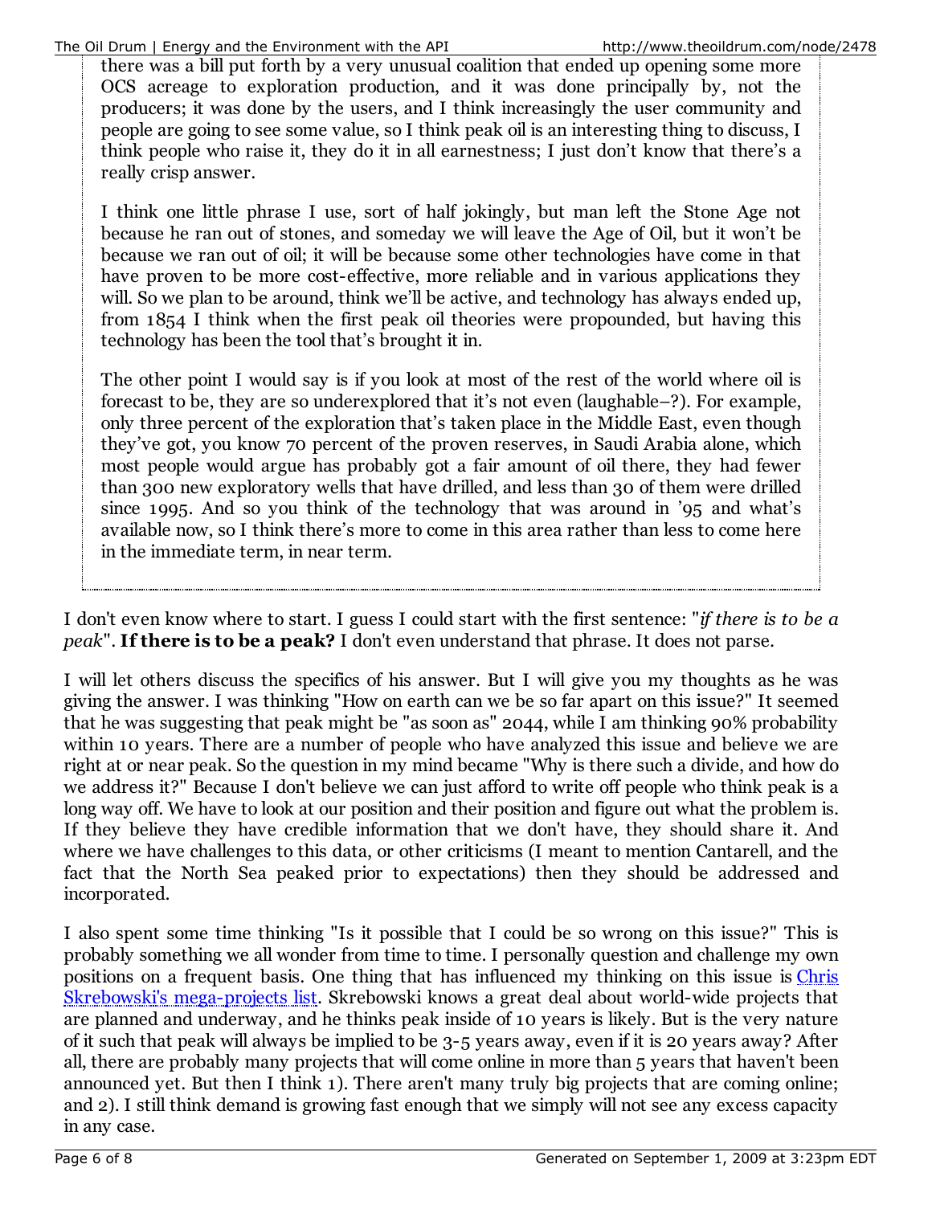> there was a bill put forth by a very unusual coalition that ended up opening some more OCS acreage to exploration production, and it was done principally by, not the producers; it was done by the users, and I think increasingly the user community and people are going to see some value, so I think peak oil is an interesting thing to discuss, I think people who raise it, they do it in all earnestness; I just don't know that there's a really crisp answer.
>
> I think one little phrase I use, sort of half jokingly, but man left the Stone Age not because he ran out of stones, and someday we will leave the Age of Oil, but it won't be because we ran out of oil; it will be because some other technologies have come in that have proven to be more cost-effective, more reliable and in various applications they will. So we plan to be around, think we'll be active, and technology has always ended up, from 1854 I think when the first peak oil theories were propounded, but having this technology has been the tool that's brought it in.
>
> The other point I would say is if you look at most of the rest of the world where oil is forecast to be, they are so underexplored that it's not even (laughable–?). For example, only three percent of the exploration that's taken place in the Middle East, even though they've got, you know 70 percent of the proven reserves, in Saudi Arabia alone, which most people would argue has probably got a fair amount of oil there, they had fewer than 300 new exploratory wells that have drilled, and less than 30 of them were drilled since 1995. And so you think of the technology that was around in '95 and what's available now, so I think there's more to come in this area rather than less to come here in the immediate term, in near term.

I don't even know where to start. I guess I could start with the first sentence: "*if there is to be a peak*". **If there is to be a peak?** I don't even understand that phrase. It does not parse.

I will let others discuss the specifics of his answer. But I will give you my thoughts as he was giving the answer. I was thinking "How on earth can we be so far apart on this issue?" It seemed that he was suggesting that peak might be "as soon as" 2044, while I am thinking 90% probability within 10 years. There are a number of people who have analyzed this issue and believe we are right at or near peak. So the question in my mind became "Why is there such a divide, and how do we address it?" Because I don't believe we can just afford to write off people who think peak is a long way off. We have to look at our position and their position and figure out what the problem is. If they believe they have credible information that we don't have, they should share it. And where we have challenges to this data, or other criticisms (I meant to mention Cantarell, and the fact that the North Sea peaked prior to expectations) then they should be addressed and incorporated.

I also spent some time thinking "Is it possible that I could be so wrong on this issue?" This is probably something we all wonder from time to time. I personally question and challenge my own positions on a frequent basis. One thing that has influenced my thinking on this issue is Chris Skrebowski's mega-projects list. Skrebowski knows a great deal about world-wide projects that are planned and underway, and he thinks peak inside of 10 years is likely. But is the very nature of it such that peak will always be implied to be 3-5 years away, even if it is 20 years away? After all, there are probably many projects that will come online in more than 5 years that haven't been announced yet. But then I think 1). There aren't many truly big projects that are coming online; and 2). I still think demand is growing fast enough that we simply will not see any excess capacity in any case.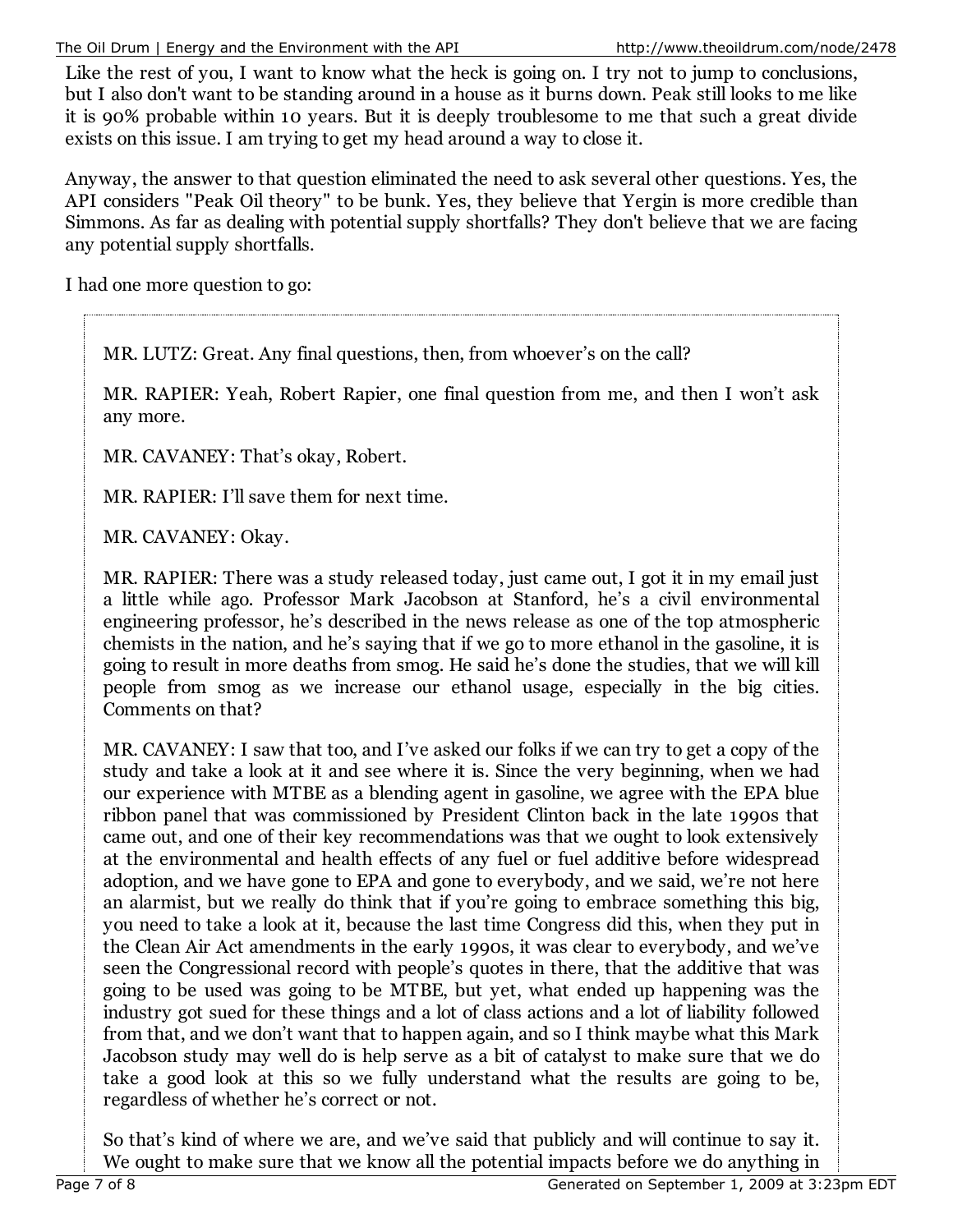Like the rest of you, I want to know what the heck is going on. I try not to jump to conclusions, but I also don't want to be standing around in a house as it burns down. Peak still looks to me like it is 90% probable within 10 years. But it is deeply troublesome to me that such a great divide exists on this issue. I am trying to get my head around a way to close it.

Anyway, the answer to that question eliminated the need to ask several other questions. Yes, the API considers "Peak Oil theory" to be bunk. Yes, they believe that Yergin is more credible than Simmons. As far as dealing with potential supply shortfalls? They don't believe that we are facing any potential supply shortfalls.

I had one more question to go:

> MR. LUTZ: Great. Any final questions, then, from whoever's on the call?
>
> MR. RAPIER: Yeah, Robert Rapier, one final question from me, and then I won't ask any more.
>
> MR. CAVANEY: That's okay, Robert.
>
> MR. RAPIER: I'll save them for next time.
>
> MR. CAVANEY: Okay.
>
> MR. RAPIER: There was a study released today, just came out, I got it in my email just a little while ago. Professor Mark Jacobson at Stanford, he's a civil environmental engineering professor, he's described in the news release as one of the top atmospheric chemists in the nation, and he's saying that if we go to more ethanol in the gasoline, it is going to result in more deaths from smog. He said he's done the studies, that we will kill people from smog as we increase our ethanol usage, especially in the big cities. Comments on that?
>
> MR. CAVANEY: I saw that too, and I've asked our folks if we can try to get a copy of the study and take a look at it and see where it is. Since the very beginning, when we had our experience with MTBE as a blending agent in gasoline, we agree with the EPA blue ribbon panel that was commissioned by President Clinton back in the late 1990s that came out, and one of their key recommendations was that we ought to look extensively at the environmental and health effects of any fuel or fuel additive before widespread adoption, and we have gone to EPA and gone to everybody, and we said, we're not here an alarmist, but we really do think that if you're going to embrace something this big, you need to take a look at it, because the last time Congress did this, when they put in the Clean Air Act amendments in the early 1990s, it was clear to everybody, and we've seen the Congressional record with people's quotes in there, that the additive that was going to be used was going to be MTBE, but yet, what ended up happening was the industry got sued for these things and a lot of class actions and a lot of liability followed from that, and we don't want that to happen again, and so I think maybe what this Mark Jacobson study may well do is help serve as a bit of catalyst to make sure that we do take a good look at this so we fully understand what the results are going to be, regardless of whether he's correct or not.
>
> So that's kind of where we are, and we've said that publicly and will continue to say it. We ought to make sure that we know all the potential impacts before we do anything in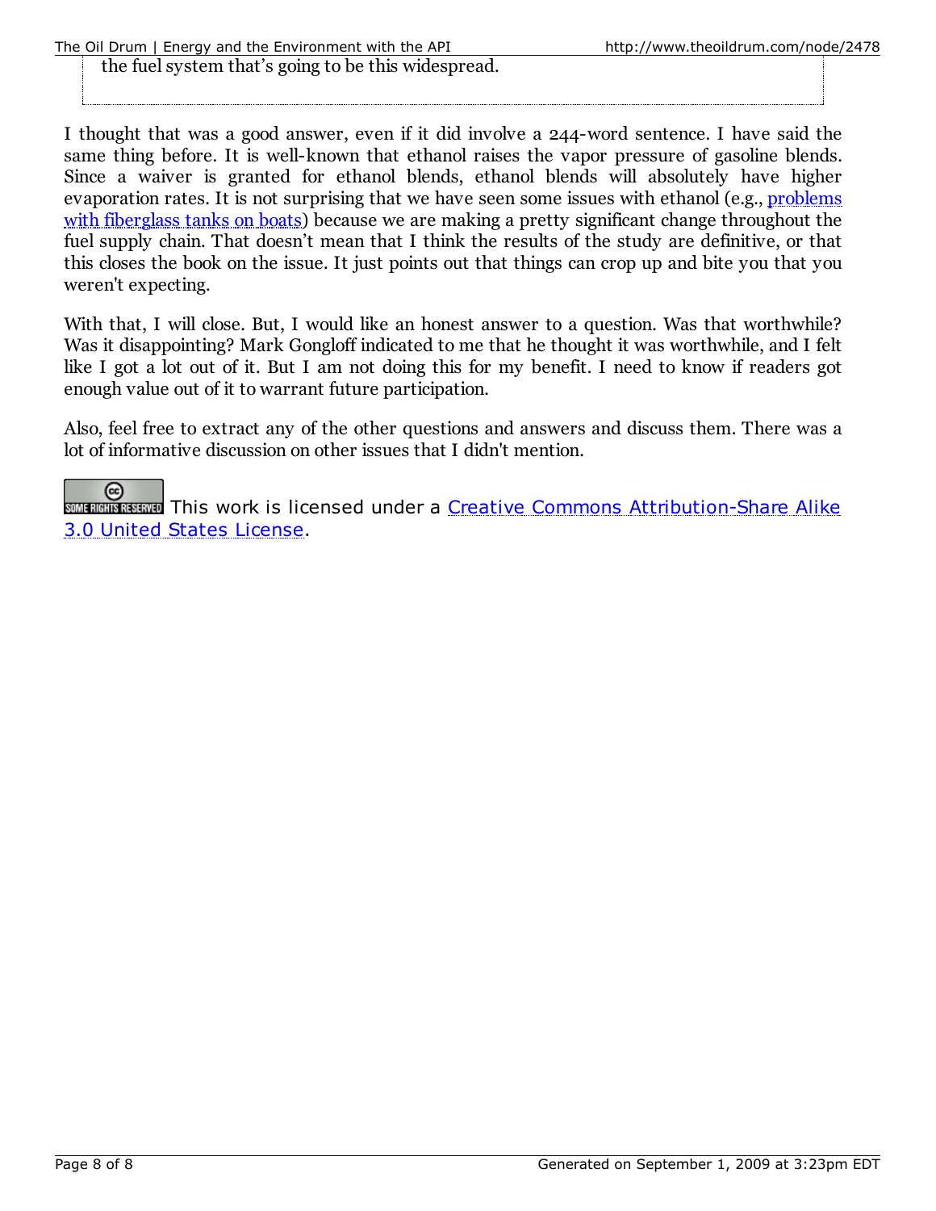> the fuel system that's going to be this widespread.

I thought that was a good answer, even if it did involve a 244-word sentence. I have said the same thing before. It is well-known that ethanol raises the vapor pressure of gasoline blends. Since a waiver is granted for ethanol blends, ethanol blends will absolutely have higher evaporation rates. It is not surprising that we have seen some issues with ethanol (e.g., problems with fiberglass tanks on boats) because we are making a pretty significant change throughout the fuel supply chain. That doesn't mean that I think the results of the study are definitive, or that this closes the book on the issue. It just points out that things can crop up and bite you that you weren't expecting.

With that, I will close. But, I would like an honest answer to a question. Was that worthwhile? Was it disappointing? Mark Gongloff indicated to me that he thought it was worthwhile, and I felt like I got a lot out of it. But I am not doing this for my benefit. I need to know if readers got enough value out of it to warrant future participation.

Also, feel free to extract any of the other questions and answers and discuss them. There was a lot of informative discussion on other issues that I didn't mention.

SOME RIGHTS RESERVED This work is licensed under a Creative Commons Attribution-Share Alike 3.0 United States License.